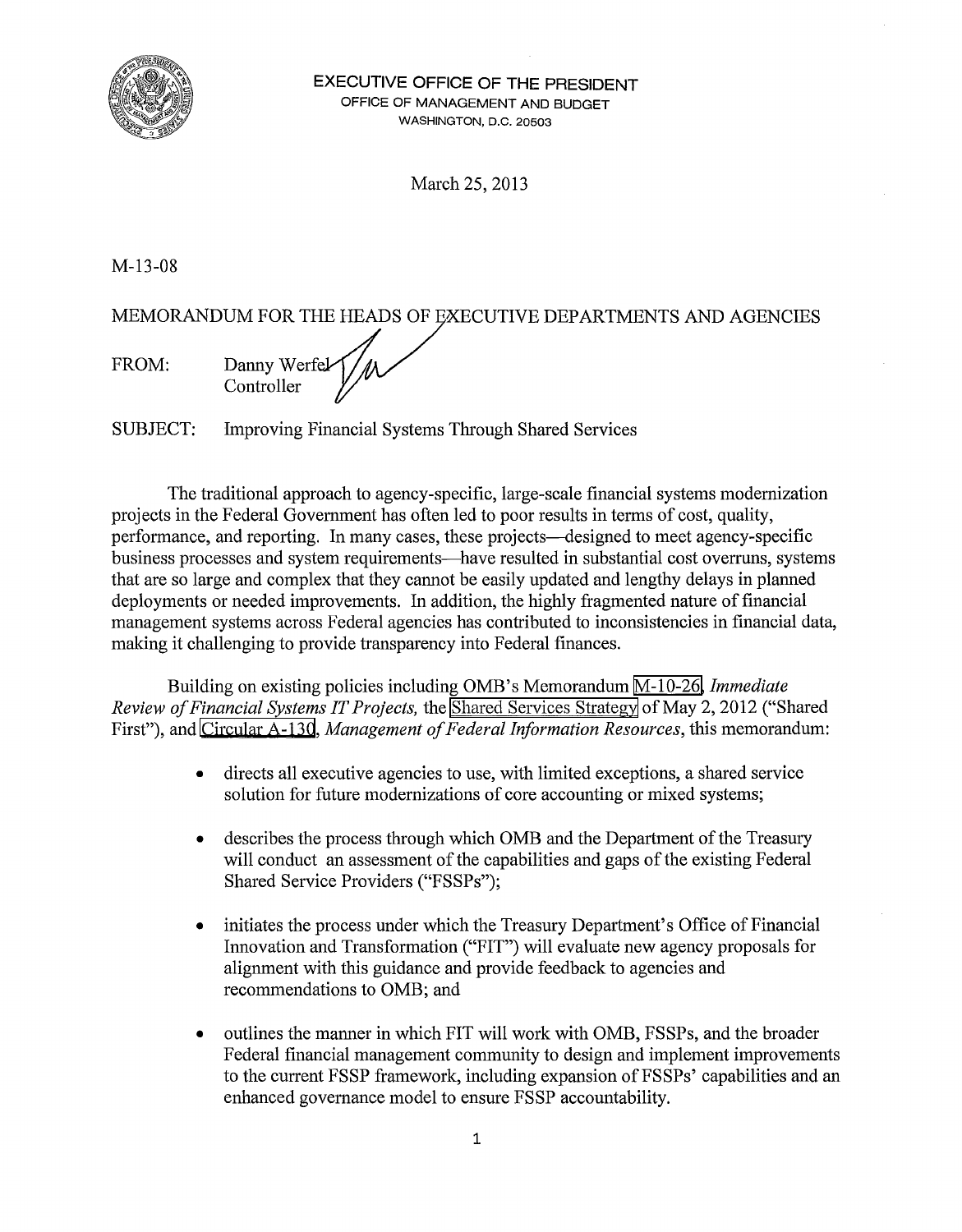EXECUTIVE OFFICE OF THE PRESIDENT
OFFICE OF MANAGEMENT AND BUDGET
WASHINGTON, D.C. 20503

March 25, 2013

M-13-08

MEMORANDUM FOR THE HEADS OF EXECUTIVE DEPARTMENTS AND AGENCIES

FROM: Danny Werfel
Controller

SUBJECT: Improving Financial Systems Through Shared Services

The traditional approach to agency-specific, large-scale financial systems modernization projects in the Federal Government has often led to poor results in terms of cost, quality, performance, and reporting. In many cases, these projects—designed to meet agency-specific business processes and system requirements—have resulted in substantial cost overruns, systems that are so large and complex that they cannot be easily updated and lengthy delays in planned deployments or needed improvements. In addition, the highly fragmented nature of financial management systems across Federal agencies has contributed to inconsistencies in financial data, making it challenging to provide transparency into Federal finances.

Building on existing policies including OMB's Memorandum M-10-26, *Immediate Review of Financial Systems IT Projects,* the Shared Services Strategy of May 2, 2012 ("Shared First"), and Circular A-130, *Management of Federal Information Resources*, this memorandum:

- directs all executive agencies to use, with limited exceptions, a shared service solution for future modernizations of core accounting or mixed systems;
- describes the process through which OMB and the Department of the Treasury will conduct an assessment of the capabilities and gaps of the existing Federal Shared Service Providers ("FSSPs");
- initiates the process under which the Treasury Department's Office of Financial Innovation and Transformation ("FIT") will evaluate new agency proposals for alignment with this guidance and provide feedback to agencies and recommendations to OMB; and
- outlines the manner in which FIT will work with OMB, FSSPs, and the broader Federal financial management community to design and implement improvements to the current FSSP framework, including expansion of FSSPs' capabilities and an enhanced governance model to ensure FSSP accountability.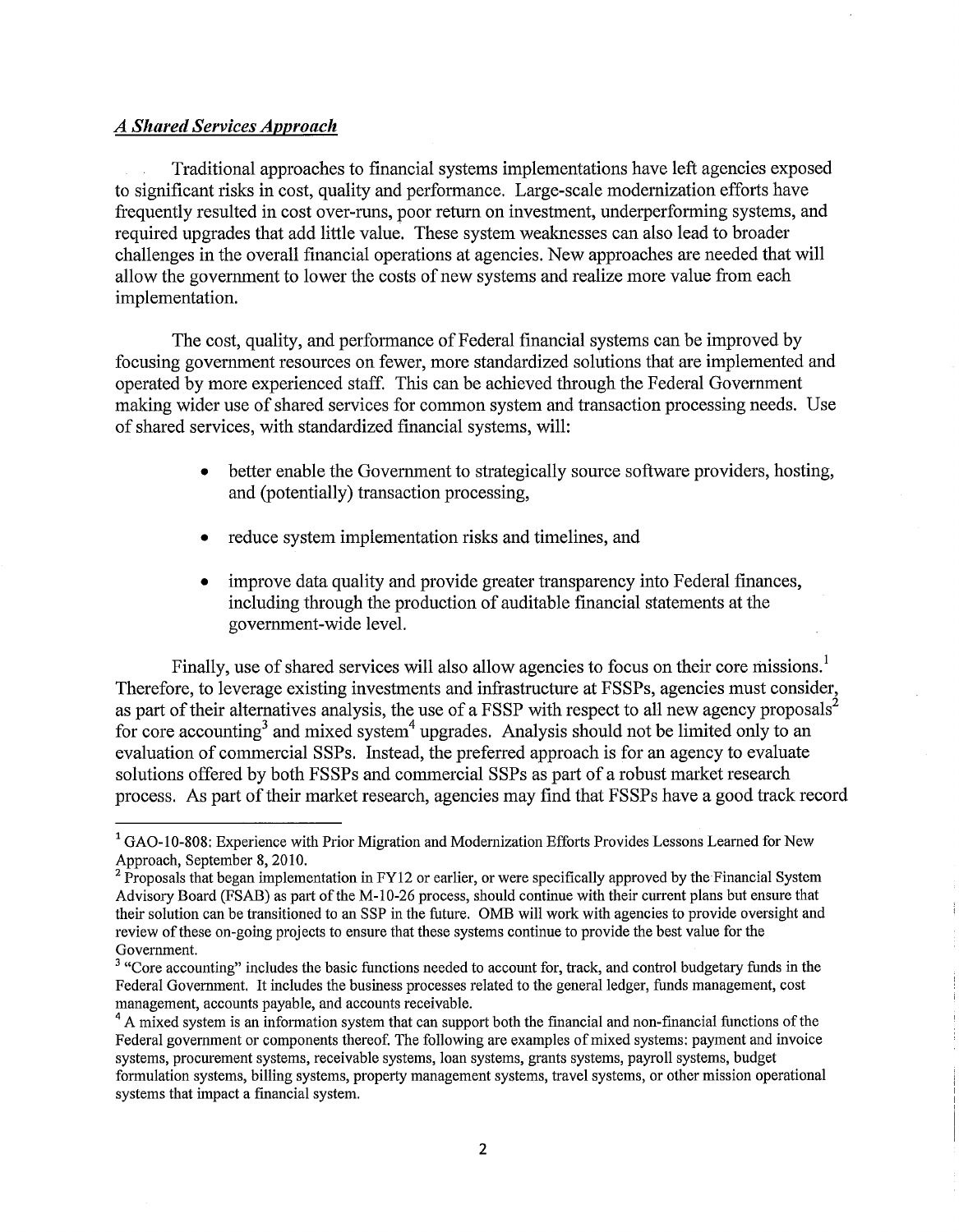### *A Shared Services Approach*

Traditional approaches to financial systems implementations have left agencies exposed to significant risks in cost, quality and performance. Large-scale modernization efforts have frequently resulted in cost over-runs, poor return on investment, underperforming systems, and required upgrades that add little value. These system weaknesses can also lead to broader challenges in the overall financial operations at agencies. New approaches are needed that will allow the government to lower the costs of new systems and realize more value from each implementation.

The cost, quality, and performance of Federal financial systems can be improved by focusing government resources on fewer, more standardized solutions that are implemented and operated by more experienced staff. This can be achieved through the Federal Government making wider use of shared services for common system and transaction processing needs. Use of shared services, with standardized financial systems, will:

- better enable the Government to strategically source software providers, hosting, and (potentially) transaction processing,
- reduce system implementation risks and timelines, and
- improve data quality and provide greater transparency into Federal finances, including through the production of auditable financial statements at the government-wide level.

Finally, use of shared services will also allow agencies to focus on their core missions.[1] Therefore, to leverage existing investments and infrastructure at FSSPs, agencies must consider, as part of their alternatives analysis, the use of a FSSP with respect to all new agency proposals[2] for core accounting[3] and mixed system[4] upgrades. Analysis should not be limited only to an evaluation of commercial SSPs. Instead, the preferred approach is for an agency to evaluate solutions offered by both FSSPs and commercial SSPs as part of a robust market research process. As part of their market research, agencies may find that FSSPs have a good track record

---

[1] GAO-10-808: Experience with Prior Migration and Modernization Efforts Provides Lessons Learned for New Approach, September 8, 2010.

[2] Proposals that began implementation in FY12 or earlier, or were specifically approved by the Financial System Advisory Board (FSAB) as part of the M-10-26 process, should continue with their current plans but ensure that their solution can be transitioned to an SSP in the future. OMB will work with agencies to provide oversight and review of these on-going projects to ensure that these systems continue to provide the best value for the Government.

[3] "Core accounting" includes the basic functions needed to account for, track, and control budgetary funds in the Federal Government. It includes the business processes related to the general ledger, funds management, cost management, accounts payable, and accounts receivable.

[4] A mixed system is an information system that can support both the financial and non-financial functions of the Federal government or components thereof. The following are examples of mixed systems: payment and invoice systems, procurement systems, receivable systems, loan systems, grants systems, payroll systems, budget formulation systems, billing systems, property management systems, travel systems, or other mission operational systems that impact a financial system.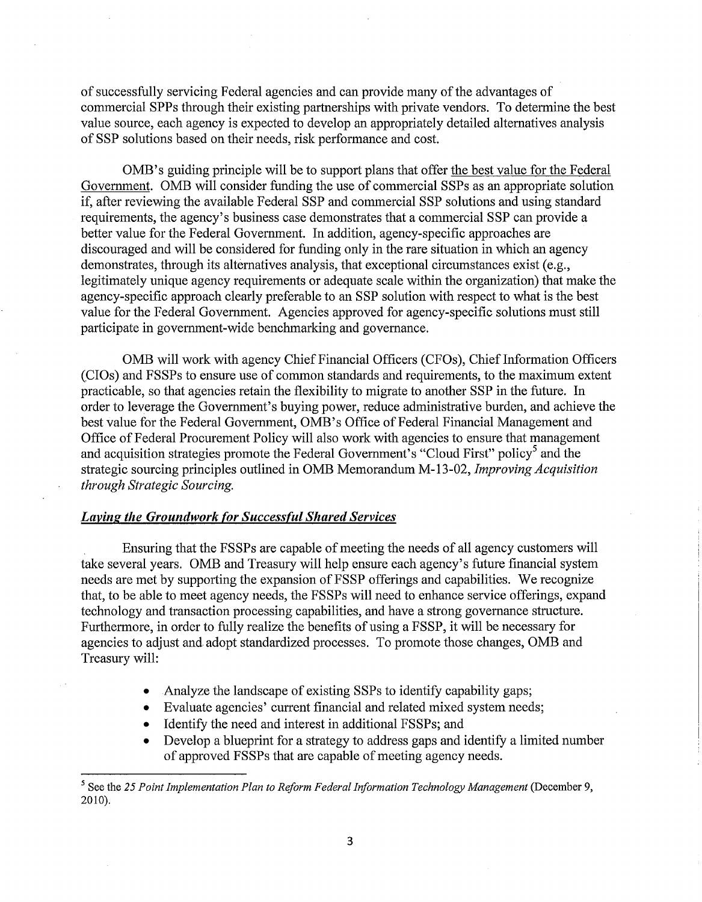of successfully servicing Federal agencies and can provide many of the advantages of commercial SPPs through their existing partnerships with private vendors. To determine the best value source, each agency is expected to develop an appropriately detailed alternatives analysis of SSP solutions based on their needs, risk performance and cost.

OMB's guiding principle will be to support plans that offer the best value for the Federal Government. OMB will consider funding the use of commercial SSPs as an appropriate solution if, after reviewing the available Federal SSP and commercial SSP solutions and using standard requirements, the agency's business case demonstrates that a commercial SSP can provide a better value for the Federal Government. In addition, agency-specific approaches are discouraged and will be considered for funding only in the rare situation in which an agency demonstrates, through its alternatives analysis, that exceptional circumstances exist (e.g., legitimately unique agency requirements or adequate scale within the organization) that make the agency-specific approach clearly preferable to an SSP solution with respect to what is the best value for the Federal Government. Agencies approved for agency-specific solutions must still participate in government-wide benchmarking and governance.

OMB will work with agency Chief Financial Officers (CFOs), Chief Information Officers (CIOs) and FSSPs to ensure use of common standards and requirements, to the maximum extent practicable, so that agencies retain the flexibility to migrate to another SSP in the future. In order to leverage the Government's buying power, reduce administrative burden, and achieve the best value for the Federal Government, OMB's Office of Federal Financial Management and Office of Federal Procurement Policy will also work with agencies to ensure that management and acquisition strategies promote the Federal Government's "Cloud First" policy[5] and the strategic sourcing principles outlined in OMB Memorandum M-13-02, *Improving Acquisition through Strategic Sourcing.*

### ***Laying the Groundwork for Successful Shared Services***

Ensuring that the FSSPs are capable of meeting the needs of all agency customers will take several years. OMB and Treasury will help ensure each agency's future financial system needs are met by supporting the expansion of FSSP offerings and capabilities. We recognize that, to be able to meet agency needs, the FSSPs will need to enhance service offerings, expand technology and transaction processing capabilities, and have a strong governance structure. Furthermore, in order to fully realize the benefits of using a FSSP, it will be necessary for agencies to adjust and adopt standardized processes. To promote those changes, OMB and Treasury will:

- Analyze the landscape of existing SSPs to identify capability gaps;
- Evaluate agencies' current financial and related mixed system needs;
- Identify the need and interest in additional FSSPs; and
- Develop a blueprint for a strategy to address gaps and identify a limited number of approved FSSPs that are capable of meeting agency needs.

---

[5] See the *25 Point Implementation Plan to Reform Federal Information Technology Management* (December 9, 2010).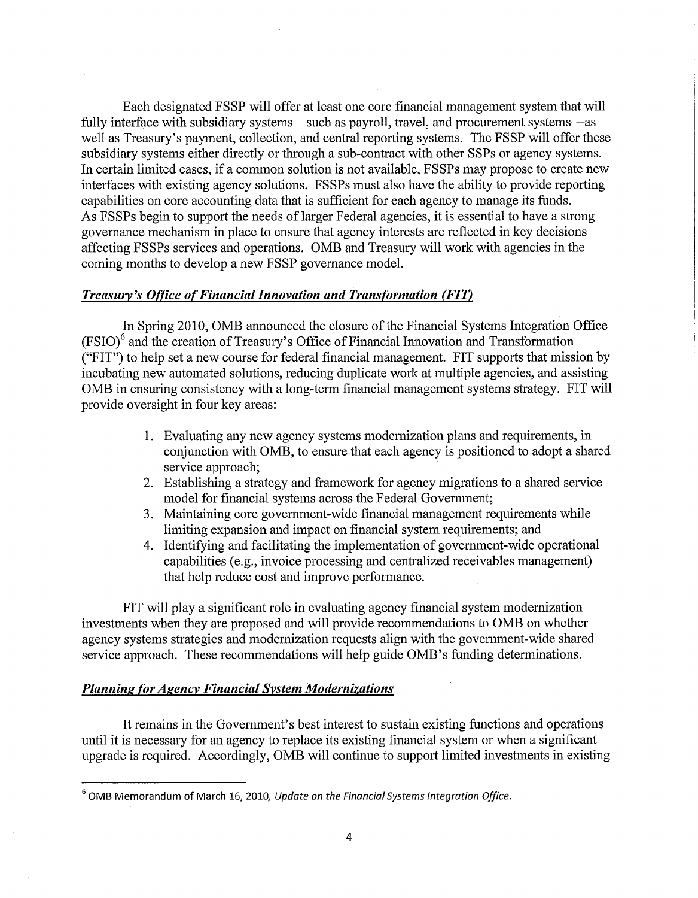Each designated FSSP will offer at least one core financial management system that will fully interface with subsidiary systems—such as payroll, travel, and procurement systems—as well as Treasury's payment, collection, and central reporting systems. The FSSP will offer these subsidiary systems either directly or through a sub-contract with other SSPs or agency systems. In certain limited cases, if a common solution is not available, FSSPs may propose to create new interfaces with existing agency solutions. FSSPs must also have the ability to provide reporting capabilities on core accounting data that is sufficient for each agency to manage its funds. As FSSPs begin to support the needs of larger Federal agencies, it is essential to have a strong governance mechanism in place to ensure that agency interests are reflected in key decisions affecting FSSPs services and operations. OMB and Treasury will work with agencies in the coming months to develop a new FSSP governance model.

***Treasury's Office of Financial Innovation and Transformation (FIT)***

In Spring 2010, OMB announced the closure of the Financial Systems Integration Office (FSIO)[6] and the creation of Treasury's Office of Financial Innovation and Transformation ("FIT") to help set a new course for federal financial management. FIT supports that mission by incubating new automated solutions, reducing duplicate work at multiple agencies, and assisting OMB in ensuring consistency with a long-term financial management systems strategy. FIT will provide oversight in four key areas:

1. Evaluating any new agency systems modernization plans and requirements, in conjunction with OMB, to ensure that each agency is positioned to adopt a shared service approach;
2. Establishing a strategy and framework for agency migrations to a shared service model for financial systems across the Federal Government;
3. Maintaining core government-wide financial management requirements while limiting expansion and impact on financial system requirements; and
4. Identifying and facilitating the implementation of government-wide operational capabilities (e.g., invoice processing and centralized receivables management) that help reduce cost and improve performance.

FIT will play a significant role in evaluating agency financial system modernization investments when they are proposed and will provide recommendations to OMB on whether agency systems strategies and modernization requests align with the government-wide shared service approach. These recommendations will help guide OMB's funding determinations.

***Planning for Agency Financial System Modernizations***

It remains in the Government's best interest to sustain existing functions and operations until it is necessary for an agency to replace its existing financial system or when a significant upgrade is required. Accordingly, OMB will continue to support limited investments in existing

---

[6] OMB Memorandum of March 16, 2010, *Update on the Financial Systems Integration Office*.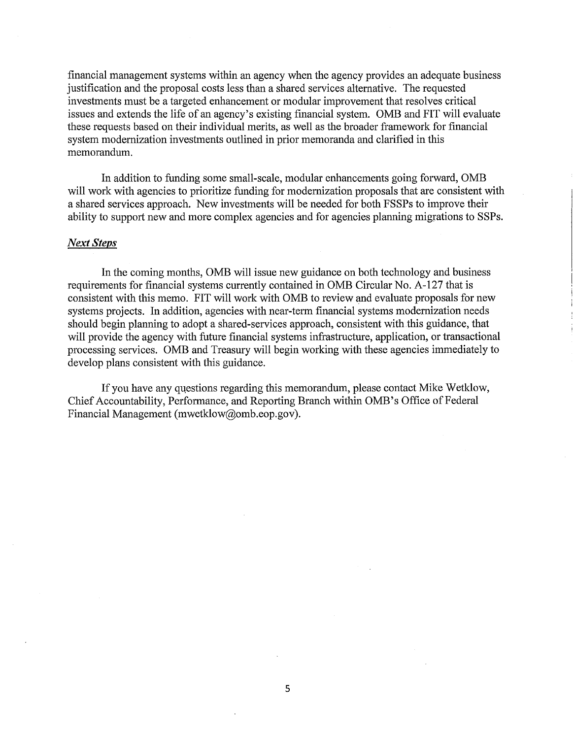financial management systems within an agency when the agency provides an adequate business justification and the proposal costs less than a shared services alternative. The requested investments must be a targeted enhancement or modular improvement that resolves critical issues and extends the life of an agency's existing financial system. OMB and FIT will evaluate these requests based on their individual merits, as well as the broader framework for financial system modernization investments outlined in prior memoranda and clarified in this memorandum.

In addition to funding some small-scale, modular enhancements going forward, OMB will work with agencies to prioritize funding for modernization proposals that are consistent with a shared services approach. New investments will be needed for both FSSPs to improve their ability to support new and more complex agencies and for agencies planning migrations to SSPs.

***Next Steps***

In the coming months, OMB will issue new guidance on both technology and business requirements for financial systems currently contained in OMB Circular No. A-127 that is consistent with this memo. FIT will work with OMB to review and evaluate proposals for new systems projects. In addition, agencies with near-term financial systems modernization needs should begin planning to adopt a shared-services approach, consistent with this guidance, that will provide the agency with future financial systems infrastructure, application, or transactional processing services. OMB and Treasury will begin working with these agencies immediately to develop plans consistent with this guidance.

If you have any questions regarding this memorandum, please contact Mike Wetklow, Chief Accountability, Performance, and Reporting Branch within OMB's Office of Federal Financial Management (mwetklow@omb.eop.gov).